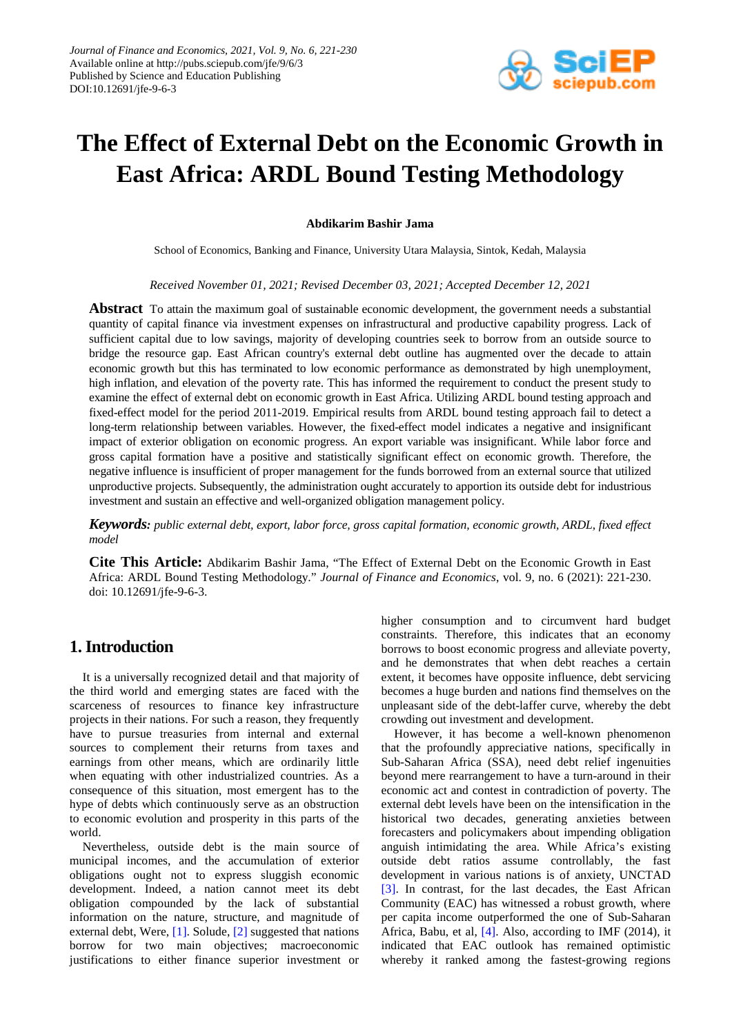# The Effect of External Debt on the Economic Growth in East Africa: ARDL Bound Testing Methodology

**Abdikarim Bashir Jama**

School of Economics, Banking and Finance, University Utara Malaysia, Sintok, Kedah, Malaysia

*Received November 01, 2021; Revised December 03, 2021; Accepted December 12, 2021*

**Abstract** To attain the maximum goal of sustainable economic development, the government needs a substantial quantity of capital finance via investment expenses on infrastructural and productive capability progress. Lack of sufficient capital due to low savings, majority of developing countries seek to borrow from an outside source to bridge the resource gap. East African country's external debt outline has augmented over the decade to attain economic growth but this has terminated to low economic performance as demonstrated by high unemployment, high inflation, and elevation of the poverty rate. This has informed the requirement to conduct the present study to examine the effect of external debt on economic growth in East Africa. Utilizing ARDL bound testing approach and fixed-effect model for the period 2011-2019. Empirical results from ARDL bound testing approach fail to detect a long-term relationship between variables. However, the fixed-effect model indicates a negative and insignificant impact of exterior obligation on economic progress. An export variable was insignificant. While labor force and gross capital formation have a positive and statistically significant effect on economic growth. Therefore, the negative influence is insufficient of proper management for the funds borrowed from an external source that utilized unproductive projects. Subsequently, the administration ought accurately to apportion its outside debt for industrious investment and sustain an effective and well-organized obligation management policy.

***Keywords:*** *public external debt, export, labor force, gross capital formation, economic growth, ARDL, fixed effect model*

**Cite This Article:** Abdikarim Bashir Jama, "The Effect of External Debt on the Economic Growth in East Africa: ARDL Bound Testing Methodology." *Journal of Finance and Economics*, vol. 9, no. 6 (2021): 221-230. doi: 10.12691/jfe-9-6-3.

## 1. Introduction

It is a universally recognized detail and that majority of the third world and emerging states are faced with the scarceness of resources to finance key infrastructure projects in their nations. For such a reason, they frequently have to pursue treasuries from internal and external sources to complement their returns from taxes and earnings from other means, which are ordinarily little when equating with other industrialized countries. As a consequence of this situation, most emergent has to the hype of debts which continuously serve as an obstruction to economic evolution and prosperity in this parts of the world.

Nevertheless, outside debt is the main source of municipal incomes, and the accumulation of exterior obligations ought not to express sluggish economic development. Indeed, a nation cannot meet its debt obligation compounded by the lack of substantial information on the nature, structure, and magnitude of external debt, Were, [1]. Solude, [2] suggested that nations borrow for two main objectives; macroeconomic justifications to either finance superior investment or higher consumption and to circumvent hard budget constraints. Therefore, this indicates that an economy borrows to boost economic progress and alleviate poverty, and he demonstrates that when debt reaches a certain extent, it becomes have opposite influence, debt servicing becomes a huge burden and nations find themselves on the unpleasant side of the debt-laffer curve, whereby the debt crowding out investment and development.

However, it has become a well-known phenomenon that the profoundly appreciative nations, specifically in Sub-Saharan Africa (SSA), need debt relief ingenuities beyond mere rearrangement to have a turn-around in their economic act and contest in contradiction of poverty. The external debt levels have been on the intensification in the historical two decades, generating anxieties between forecasters and policymakers about impending obligation anguish intimidating the area. While Africa's existing outside debt ratios assume controllably, the fast development in various nations is of anxiety, UNCTAD [3]. In contrast, for the last decades, the East African Community (EAC) has witnessed a robust growth, where per capita income outperformed the one of Sub-Saharan Africa, Babu, et al, [4]. Also, according to IMF (2014), it indicated that EAC outlook has remained optimistic whereby it ranked among the fastest-growing regions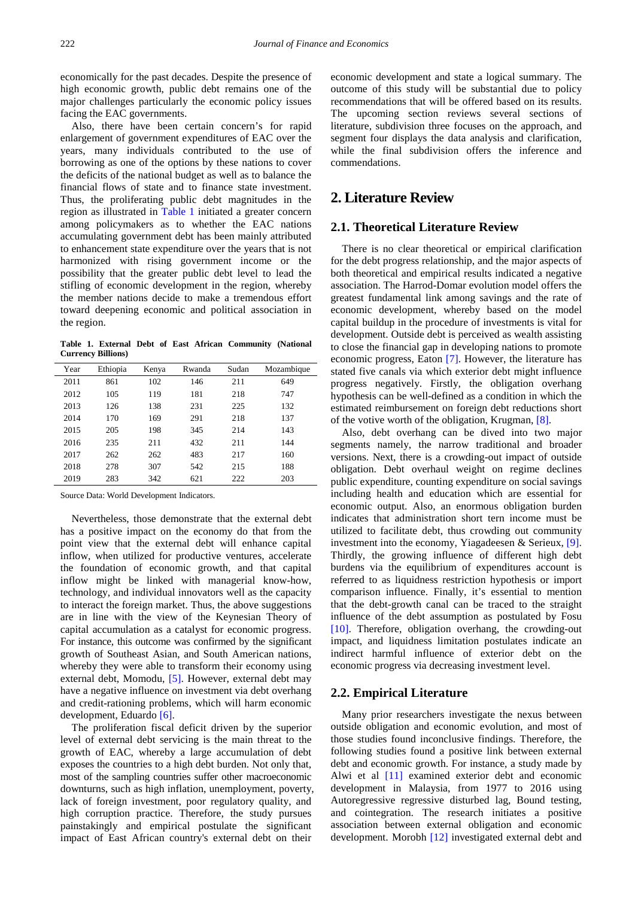economically for the past decades. Despite the presence of high economic growth, public debt remains one of the major challenges particularly the economic policy issues facing the EAC governments.

Also, there have been certain concern's for rapid enlargement of government expenditures of EAC over the years, many individuals contributed to the use of borrowing as one of the options by these nations to cover the deficits of the national budget as well as to balance the financial flows of state and to finance state investment. Thus, the proliferating public debt magnitudes in the region as illustrated in Table 1 initiated a greater concern among policymakers as to whether the EAC nations accumulating government debt has been mainly attributed to enhancement state expenditure over the years that is not harmonized with rising government income or the possibility that the greater public debt level to lead the stifling of economic development in the region, whereby the member nations decide to make a tremendous effort toward deepening economic and political association in the region.

**Table 1. External Debt of East African Community (National Currency Billions)**

| Year | Ethiopia | Kenya | Rwanda | Sudan | Mozambique |
|---|---|---|---|---|---|
| 2011 | 861 | 102 | 146 | 211 | 649 |
| 2012 | 105 | 119 | 181 | 218 | 747 |
| 2013 | 126 | 138 | 231 | 225 | 132 |
| 2014 | 170 | 169 | 291 | 218 | 137 |
| 2015 | 205 | 198 | 345 | 214 | 143 |
| 2016 | 235 | 211 | 432 | 211 | 144 |
| 2017 | 262 | 262 | 483 | 217 | 160 |
| 2018 | 278 | 307 | 542 | 215 | 188 |
| 2019 | 283 | 342 | 621 | 222 | 203 |

Source Data: World Development Indicators.

Nevertheless, those demonstrate that the external debt has a positive impact on the economy do that from the point view that the external debt will enhance capital inflow, when utilized for productive ventures, accelerate the foundation of economic growth, and that capital inflow might be linked with managerial know-how, technology, and individual innovators well as the capacity to interact the foreign market. Thus, the above suggestions are in line with the view of the Keynesian Theory of capital accumulation as a catalyst for economic progress. For instance, this outcome was confirmed by the significant growth of Southeast Asian, and South American nations, whereby they were able to transform their economy using external debt, Momodu, [5]. However, external debt may have a negative influence on investment via debt overhang and credit-rationing problems, which will harm economic development, Eduardo [6].

The proliferation fiscal deficit driven by the superior level of external debt servicing is the main threat to the growth of EAC, whereby a large accumulation of debt exposes the countries to a high debt burden. Not only that, most of the sampling countries suffer other macroeconomic downturns, such as high inflation, unemployment, poverty, lack of foreign investment, poor regulatory quality, and high corruption practice. Therefore, the study pursues painstakingly and empirical postulate the significant impact of East African country's external debt on their economic development and state a logical summary. The outcome of this study will be substantial due to policy recommendations that will be offered based on its results. The upcoming section reviews several sections of literature, subdivision three focuses on the approach, and segment four displays the data analysis and clarification, while the final subdivision offers the inference and commendations.

## 2. Literature Review

### 2.1. Theoretical Literature Review

There is no clear theoretical or empirical clarification for the debt progress relationship, and the major aspects of both theoretical and empirical results indicated a negative association. The Harrod-Domar evolution model offers the greatest fundamental link among savings and the rate of economic development, whereby based on the model capital buildup in the procedure of investments is vital for development. Outside debt is perceived as wealth assisting to close the financial gap in developing nations to promote economic progress, Eaton [7]. However, the literature has stated five canals via which exterior debt might influence progress negatively. Firstly, the obligation overhang hypothesis can be well-defined as a condition in which the estimated reimbursement on foreign debt reductions short of the votive worth of the obligation, Krugman, [8].

Also, debt overhang can be dived into two major segments namely, the narrow traditional and broader versions. Next, there is a crowding-out impact of outside obligation. Debt overhaul weight on regime declines public expenditure, counting expenditure on social savings including health and education which are essential for economic output. Also, an enormous obligation burden indicates that administration short tern income must be utilized to facilitate debt, thus crowding out community investment into the economy, Yiagadeesen & Serieux, [9]. Thirdly, the growing influence of different high debt burdens via the equilibrium of expenditures account is referred to as liquidness restriction hypothesis or import comparison influence. Finally, it's essential to mention that the debt-growth canal can be traced to the straight influence of the debt assumption as postulated by Fosu [10]. Therefore, obligation overhang, the crowding-out impact, and liquidness limitation postulates indicate an indirect harmful influence of exterior debt on the economic progress via decreasing investment level.

### 2.2. Empirical Literature

Many prior researchers investigate the nexus between outside obligation and economic evolution, and most of those studies found inconclusive findings. Therefore, the following studies found a positive link between external debt and economic growth. For instance, a study made by Alwi et al [11] examined exterior debt and economic development in Malaysia, from 1977 to 2016 using Autoregressive regressive disturbed lag, Bound testing, and cointegration. The research initiates a positive association between external obligation and economic development. Morobh [12] investigated external debt and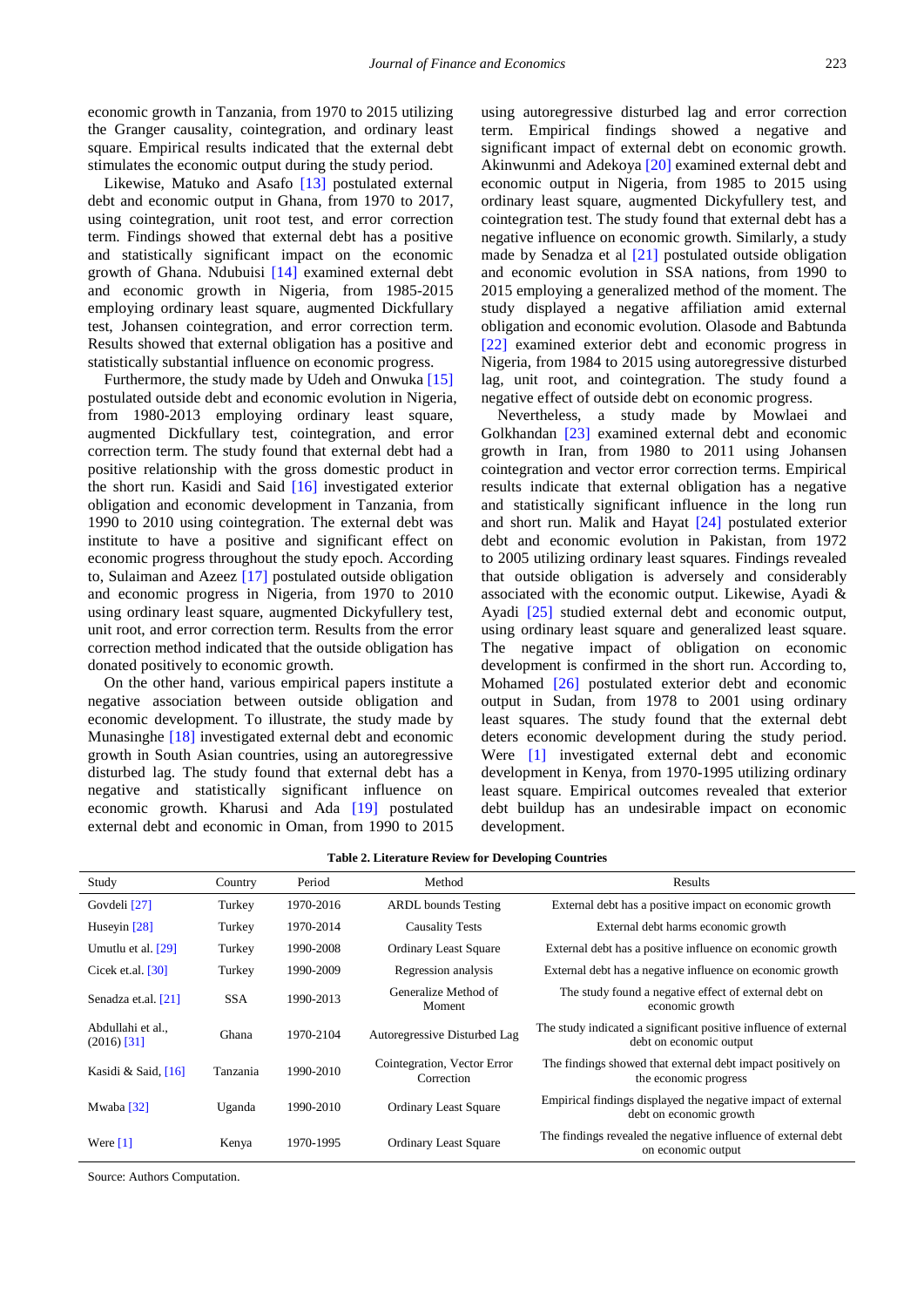economic growth in Tanzania, from 1970 to 2015 utilizing the Granger causality, cointegration, and ordinary least square. Empirical results indicated that the external debt stimulates the economic output during the study period.

Likewise, Matuko and Asafo [13] postulated external debt and economic output in Ghana, from 1970 to 2017, using cointegration, unit root test, and error correction term. Findings showed that external debt has a positive and statistically significant impact on the economic growth of Ghana. Ndubuisi [14] examined external debt and economic growth in Nigeria, from 1985-2015 employing ordinary least square, augmented Dickfullary test, Johansen cointegration, and error correction term. Results showed that external obligation has a positive and statistically substantial influence on economic progress.

Furthermore, the study made by Udeh and Onwuka [15] postulated outside debt and economic evolution in Nigeria, from 1980-2013 employing ordinary least square, augmented Dickfullary test, cointegration, and error correction term. The study found that external debt had a positive relationship with the gross domestic product in the short run. Kasidi and Said [16] investigated exterior obligation and economic development in Tanzania, from 1990 to 2010 using cointegration. The external debt was institute to have a positive and significant effect on economic progress throughout the study epoch. According to, Sulaiman and Azeez [17] postulated outside obligation and economic progress in Nigeria, from 1970 to 2010 using ordinary least square, augmented Dickyfullery test, unit root, and error correction term. Results from the error correction method indicated that the outside obligation has donated positively to economic growth.

On the other hand, various empirical papers institute a negative association between outside obligation and economic development. To illustrate, the study made by Munasinghe [18] investigated external debt and economic growth in South Asian countries, using an autoregressive disturbed lag. The study found that external debt has a negative and statistically significant influence on economic growth. Kharusi and Ada [19] postulated external debt and economic in Oman, from 1990 to 2015 using autoregressive disturbed lag and error correction term. Empirical findings showed a negative and significant impact of external debt on economic growth. Akinwunmi and Adekoya [20] examined external debt and economic output in Nigeria, from 1985 to 2015 using ordinary least square, augmented Dickyfullery test, and cointegration test. The study found that external debt has a negative influence on economic growth. Similarly, a study made by Senadza et al [21] postulated outside obligation and economic evolution in SSA nations, from 1990 to 2015 employing a generalized method of the moment. The study displayed a negative affiliation amid external obligation and economic evolution. Olasode and Babtunda [22] examined exterior debt and economic progress in Nigeria, from 1984 to 2015 using autoregressive disturbed lag, unit root, and cointegration. The study found a negative effect of outside debt on economic progress.

Nevertheless, a study made by Mowlaei and Golkhandan [23] examined external debt and economic growth in Iran, from 1980 to 2011 using Johansen cointegration and vector error correction terms. Empirical results indicate that external obligation has a negative and statistically significant influence in the long run and short run. Malik and Hayat [24] postulated exterior debt and economic evolution in Pakistan, from 1972 to 2005 utilizing ordinary least squares. Findings revealed that outside obligation is adversely and considerably associated with the economic output. Likewise, Ayadi & Ayadi [25] studied external debt and economic output, using ordinary least square and generalized least square. The negative impact of obligation on economic development is confirmed in the short run. According to, Mohamed [26] postulated exterior debt and economic output in Sudan, from 1978 to 2001 using ordinary least squares. The study found that the external debt deters economic development during the study period. Were [1] investigated external debt and economic development in Kenya, from 1970-1995 utilizing ordinary least square. Empirical outcomes revealed that exterior debt buildup has an undesirable impact on economic development.

**Table 2. Literature Review for Developing Countries**

| Study | Country | Period | Method | Results |
|---|---|---|---|---|
| Govdeli [27] | Turkey | 1970-2016 | ARDL bounds Testing | External debt has a positive impact on economic growth |
| Huseyin [28] | Turkey | 1970-2014 | Causality Tests | External debt harms economic growth |
| Umutlu et al. [29] | Turkey | 1990-2008 | Ordinary Least Square | External debt has a positive influence on economic growth |
| Cicek et.al. [30] | Turkey | 1990-2009 | Regression analysis | External debt has a negative influence on economic growth |
| Senadza et.al. [21] | SSA | 1990-2013 | Generalize Method of Moment | The study found a negative effect of external debt on economic growth |
| Abdullahi et al., (2016) [31] | Ghana | 1970-2104 | Autoregressive Disturbed Lag | The study indicated a significant positive influence of external debt on economic output |
| Kasidi & Said, [16] | Tanzania | 1990-2010 | Cointegration, Vector Error Correction | The findings showed that external debt impact positively on the economic progress |
| Mwaba [32] | Uganda | 1990-2010 | Ordinary Least Square | Empirical findings displayed the negative impact of external debt on economic growth |
| Were [1] | Kenya | 1970-1995 | Ordinary Least Square | The findings revealed the negative influence of external debt on economic output |

Source: Authors Computation.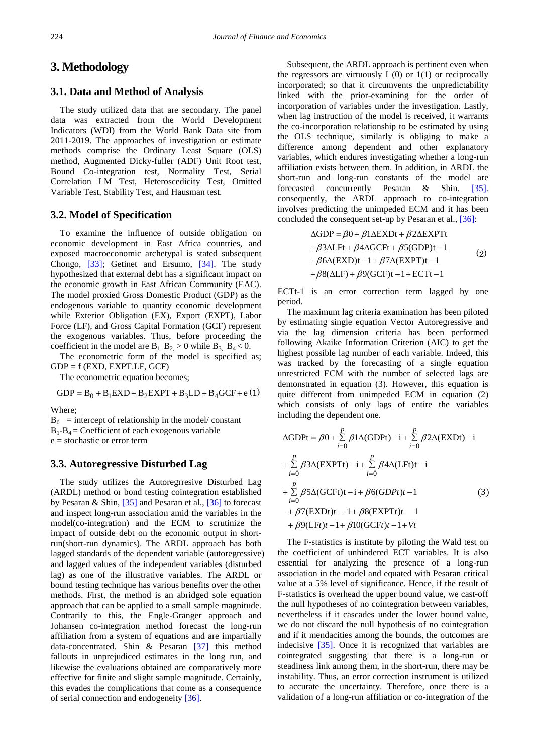## 3. Methodology

### 3.1. Data and Method of Analysis

The study utilized data that are secondary. The panel data was extracted from the World Development Indicators (WDI) from the World Bank Data site from 2011-2019. The approaches of investigation or estimate methods comprise the Ordinary Least Square (OLS) method, Augmented Dicky-fuller (ADF) Unit Root test, Bound Co-integration test, Normality Test, Serial Correlation LM Test, Heteroscedicity Test, Omitted Variable Test, Stability Test, and Hausman test.

### 3.2. Model of Specification

To examine the influence of outside obligation on economic development in East Africa countries, and exposed macroeconomic archetypal is stated subsequent Chongo, [33]; Getinet and Ersumo, [34]. The study hypothesized that external debt has a significant impact on the economic growth in East African Community (EAC). The model proxied Gross Domestic Product (GDP) as the endogenous variable to quantity economic development while Exterior Obligation (EX), Export (EXPT), Labor Force (LF), and Gross Capital Formation (GCF) represent the exogenous variables. Thus, before proceeding the coefficient in the model are $B_1$, $B_2$ > 0 while $B_3$, $B_4$ < 0.

The econometric form of the model is specified as; GDP = f (EXD, EXPT.LF, GCF)

The econometric equation becomes;

$$GDP = B_0 + B_1EXD + B_2EXPT + B_3LD + B_4GCF + e \quad (1)$$

Where;
$B_0$ = intercept of relationship in the model/ constant
$B_1$-$B_4$ = Coefficient of each exogenous variable
e = stochastic or error term

### 3.3. Autoregressive Disturbed Lag

The study utilizes the Autoregrresive Disturbed Lag (ARDL) method or bond testing cointegration established by Pesaran & Shin, [35] and Pesaran et al., [36] to forecast and inspect long-run association amid the variables in the model(co-integration) and the ECM to scrutinize the impact of outside debt on the economic output in short-run(short-run dynamics). The ARDL approach has both lagged standards of the dependent variable (autoregressive) and lagged values of the independent variables (disturbed lag) as one of the illustrative variables. The ARDL or bound testing technique has various benefits over the other methods. First, the method is an abridged sole equation approach that can be applied to a small sample magnitude. Contrarily to this, the Engle-Granger approach and Johansen co-integration method forecast the long-run affiliation from a system of equations and are impartially data-concentrated. Shin & Pesaran [37] this method fallouts in unprejudiced estimates in the long run, and likewise the evaluations obtained are comparatively more effective for finite and slight sample magnitude. Certainly, this evades the complications that come as a consequence of serial connection and endogeneity [36].

Subsequent, the ARDL approach is pertinent even when the regressors are virtuously I (0) or 1(1) or reciprocally incorporated; so that it circumvents the unpredictability linked with the prior-examining for the order of incorporation of variables under the investigation. Lastly, when lag instruction of the model is received, it warrants the co-incorporation relationship to be estimated by using the OLS technique, similarly is obliging to make a difference among dependent and other explanatory variables, which endures investigating whether a long-run affiliation exists between them. In addition, in ARDL the short-run and long-run constants of the model are forecasted concurrently Pesaran & Shin. [35]. consequently, the ARDL approach to co-integration involves predicting the unimpeded ECM and it has been concluded the consequent set-up by Pesaran et al., [36]:

$$\begin{aligned}
\Delta GDP &= \beta 0 + \beta 1 \Delta EXDt + \beta 2 \Delta EXPTt \\
&+ \beta 3 \Delta LFt + \beta 4 \Delta GCFt + \beta 5 (GDP)t-1 \\
&+ \beta 6 \Delta (EXD)t-1 + \beta 7 \Delta (EXPT)t-1 \\
&+ \beta 8 (\Delta LF) + \beta 9 (GCF)t-1 + ECTt-1
\end{aligned} \quad (2)$$

ECTt-1 is an error correction term lagged by one period.

The maximum lag criteria examination has been piloted by estimating single equation Vector Autoregressive and via the lag dimension criteria has been performed following Akaike Information Criterion (AIC) to get the highest possible lag number of each variable. Indeed, this was tracked by the forecasting of a single equation unrestricted ECM with the number of selected lags are demonstrated in equation (3). However, this equation is quite different from unimpeded ECM in equation (2) which consists of only lags of entire the variables including the dependent one.

$$\begin{aligned}
\Delta GDPt &= \beta 0 + \sum_{i=0}^{p} \beta 1 \Delta (GDPt) - i + \sum_{i=0}^{p} \beta 2 \Delta (EXDt) - i \\
&+ \sum_{i=0}^{p} \beta 3 \Delta (EXPTt) - i + \sum_{i=0}^{p} \beta 4 \Delta (LFt) t - i \\
&+ \sum_{i=0}^{p} \beta 5 \Delta (GCFt) t - i + \beta 6 (GDPt) t - 1 \\
&+ \beta 7 (EXDt) t - 1 + \beta 8 (EXPTt) t - 1 \\
&+ \beta 9 (LFt) t - 1 + \beta 10 (GCFt) t - 1 + Vt
\end{aligned} \quad (3)$$

The F-statistics is institute by piloting the Wald test on the coefficient of unhindered ECT variables. It is also essential for analyzing the presence of a long-run association in the model and equated with Pesaran critical value at a 5% level of significance. Hence, if the result of F-statistics is overhead the upper bound value, we cast-off the null hypotheses of no cointegration between variables, nevertheless if it cascades under the lower bound value, we do not discard the null hypothesis of no cointegration and if it mendacities among the bounds, the outcomes are indecisive [35]. Once it is recognized that variables are cointegrated suggesting that there is a long-run or steadiness link among them, in the short-run, there may be instability. Thus, an error correction instrument is utilized to accurate the uncertainty. Therefore, once there is a validation of a long-run affiliation or co-integration of the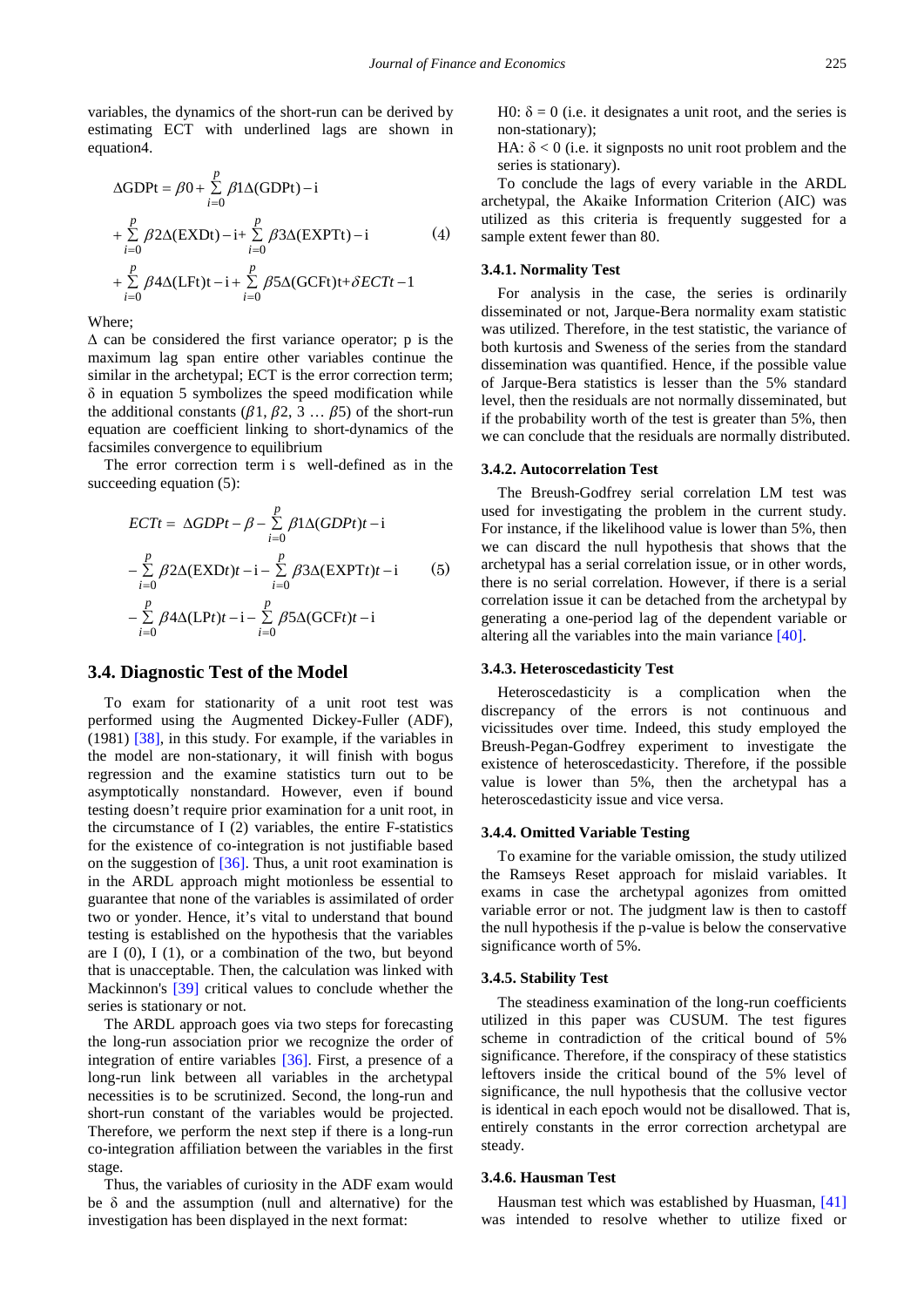variables, the dynamics of the short-run can be derived by estimating ECT with underlined lags are shown in equation4.

$$\Delta GDPt = \beta 0 + \sum_{i=0}^{p} \beta 1 \Delta(GDPt) - i + \sum_{i=0}^{p} \beta 2 \Delta(EXDt) - i + \sum_{i=0}^{p} \beta 3 \Delta(EXPTt) - i + \sum_{i=0}^{p} \beta 4 \Delta(LFt)t - i + \sum_{i=0}^{p} \beta 5 \Delta(GCFt)t + \delta ECTt - 1 \quad (4)$$

Where;

$\Delta$ can be considered the first variance operator; p is the maximum lag span entire other variables continue the similar in the archetypal; ECT is the error correction term; $\delta$ in equation 5 symbolizes the speed modification while the additional constants ($\beta 1$, $\beta 2$, 3 … $\beta 5$) of the short-run equation are coefficient linking to short-dynamics of the facsimiles convergence to equilibrium

The error correction term is well-defined as in the succeeding equation (5):

$$ECTt = \Delta GDPt - \beta - \sum_{i=0}^{p} \beta 1 \Delta(GDPt)t - i - \sum_{i=0}^{p} \beta 2 \Delta(EXDt)t - i - \sum_{i=0}^{p} \beta 3 \Delta(EXPTt)t - i - \sum_{i=0}^{p} \beta 4 \Delta(LPt)t - i - \sum_{i=0}^{p} \beta 5 \Delta(GCFt)t - i \quad (5)$$

## 3.4. Diagnostic Test of the Model

To exam for stationarity of a unit root test was performed using the Augmented Dickey-Fuller (ADF), (1981) [38], in this study. For example, if the variables in the model are non-stationary, it will finish with bogus regression and the examine statistics turn out to be asymptotically nonstandard. However, even if bound testing doesn't require prior examination for a unit root, in the circumstance of I (2) variables, the entire F-statistics for the existence of co-integration is not justifiable based on the suggestion of [36]. Thus, a unit root examination is in the ARDL approach might motionless be essential to guarantee that none of the variables is assimilated of order two or yonder. Hence, it's vital to understand that bound testing is established on the hypothesis that the variables are I (0), I (1), or a combination of the two, but beyond that is unacceptable. Then, the calculation was linked with Mackinnon's [39] critical values to conclude whether the series is stationary or not.

The ARDL approach goes via two steps for forecasting the long-run association prior we recognize the order of integration of entire variables [36]. First, a presence of a long-run link between all variables in the archetypal necessities is to be scrutinized. Second, the long-run and short-run constant of the variables would be projected. Therefore, we perform the next step if there is a long-run co-integration affiliation between the variables in the first stage.

Thus, the variables of curiosity in the ADF exam would be $\delta$ and the assumption (null and alternative) for the investigation has been displayed in the next format:

H0: $\delta = 0$ (i.e. it designates a unit root, and the series is non-stationary);

HA: $\delta < 0$ (i.e. it signposts no unit root problem and the series is stationary).

To conclude the lags of every variable in the ARDL archetypal, the Akaike Information Criterion (AIC) was utilized as this criteria is frequently suggested for a sample extent fewer than 80.

### 3.4.1. Normality Test

For analysis in the case, the series is ordinarily disseminated or not, Jarque-Bera normality exam statistic was utilized. Therefore, in the test statistic, the variance of both kurtosis and Sweness of the series from the standard dissemination was quantified. Hence, if the possible value of Jarque-Bera statistics is lesser than the 5% standard level, then the residuals are not normally disseminated, but if the probability worth of the test is greater than 5%, then we can conclude that the residuals are normally distributed.

### 3.4.2. Autocorrelation Test

The Breush-Godfrey serial correlation LM test was used for investigating the problem in the current study. For instance, if the likelihood value is lower than 5%, then we can discard the null hypothesis that shows that the archetypal has a serial correlation issue, or in other words, there is no serial correlation. However, if there is a serial correlation issue it can be detached from the archetypal by generating a one-period lag of the dependent variable or altering all the variables into the main variance [40].

### 3.4.3. Heteroscedasticity Test

Heteroscedasticity is a complication when the discrepancy of the errors is not continuous and vicissitudes over time. Indeed, this study employed the Breush-Pegan-Godfrey experiment to investigate the existence of heteroscedasticity. Therefore, if the possible value is lower than 5%, then the archetypal has a heteroscedasticity issue and vice versa.

### 3.4.4. Omitted Variable Testing

To examine for the variable omission, the study utilized the Ramseys Reset approach for mislaid variables. It exams in case the archetypal agonizes from omitted variable error or not. The judgment law is then to castoff the null hypothesis if the p-value is below the conservative significance worth of 5%.

### 3.4.5. Stability Test

The steadiness examination of the long-run coefficients utilized in this paper was CUSUM. The test figures scheme in contradiction of the critical bound of 5% significance. Therefore, if the conspiracy of these statistics leftovers inside the critical bound of the 5% level of significance, the null hypothesis that the collusive vector is identical in each epoch would not be disallowed. That is, entirely constants in the error correction archetypal are steady.

### 3.4.6. Hausman Test

Hausman test which was established by Huasman, [41] was intended to resolve whether to utilize fixed or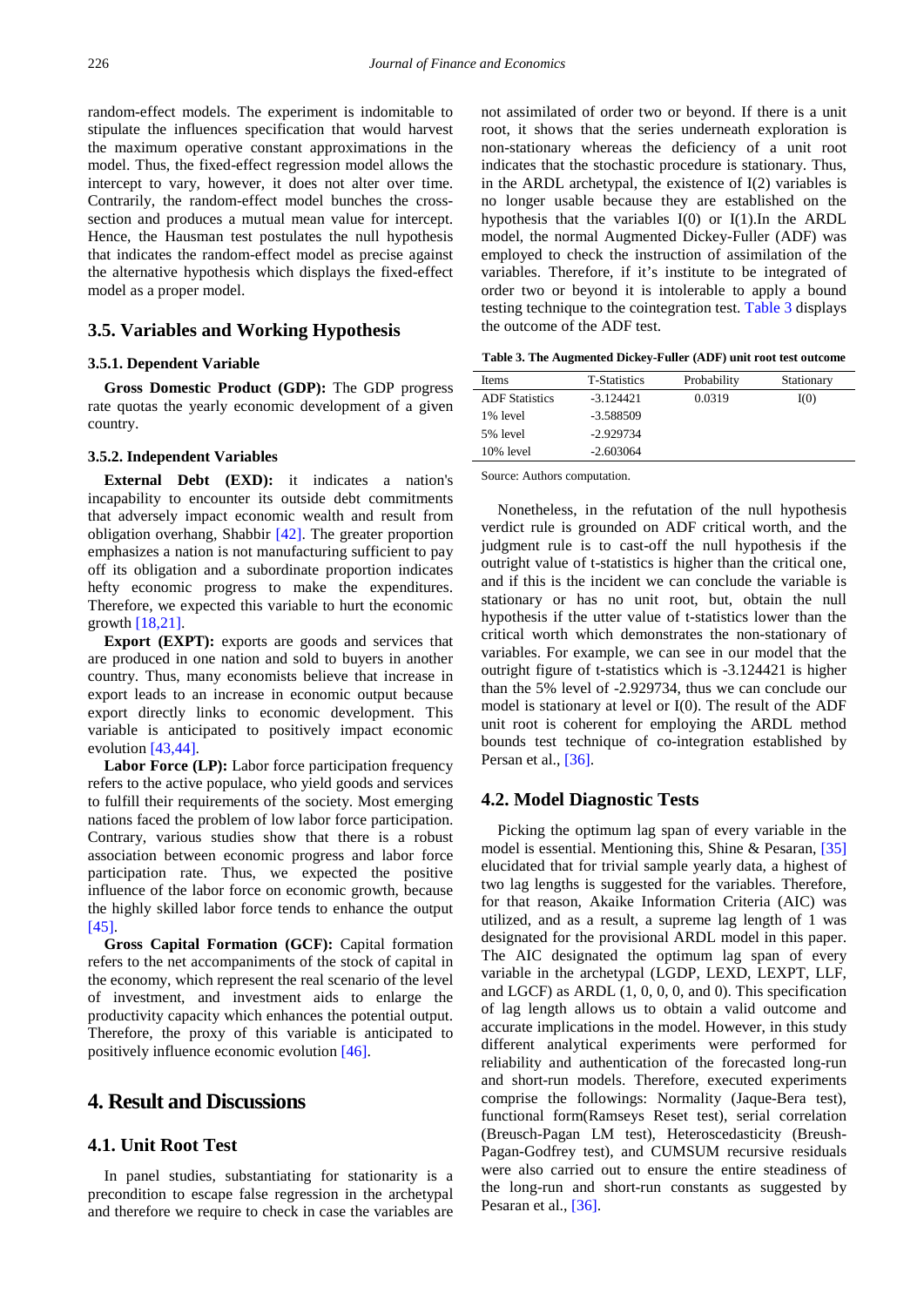random-effect models. The experiment is indomitable to stipulate the influences specification that would harvest the maximum operative constant approximations in the model. Thus, the fixed-effect regression model allows the intercept to vary, however, it does not alter over time. Contrarily, the random-effect model bunches the cross-section and produces a mutual mean value for intercept. Hence, the Hausman test postulates the null hypothesis that indicates the random-effect model as precise against the alternative hypothesis which displays the fixed-effect model as a proper model.

## 3.5. Variables and Working Hypothesis

### 3.5.1. Dependent Variable

**Gross Domestic Product (GDP):** The GDP progress rate quotas the yearly economic development of a given country.

### 3.5.2. Independent Variables

**External Debt (EXD):** it indicates a nation's incapability to encounter its outside debt commitments that adversely impact economic wealth and result from obligation overhang, Shabbir [42]. The greater proportion emphasizes a nation is not manufacturing sufficient to pay off its obligation and a subordinate proportion indicates hefty economic progress to make the expenditures. Therefore, we expected this variable to hurt the economic growth [18,21].

**Export (EXPT):** exports are goods and services that are produced in one nation and sold to buyers in another country. Thus, many economists believe that increase in export leads to an increase in economic output because export directly links to economic development. This variable is anticipated to positively impact economic evolution [43,44].

**Labor Force (LP):** Labor force participation frequency refers to the active populace, who yield goods and services to fulfill their requirements of the society. Most emerging nations faced the problem of low labor force participation. Contrary, various studies show that there is a robust association between economic progress and labor force participation rate. Thus, we expected the positive influence of the labor force on economic growth, because the highly skilled labor force tends to enhance the output [45].

**Gross Capital Formation (GCF):** Capital formation refers to the net accompaniments of the stock of capital in the economy, which represent the real scenario of the level of investment, and investment aids to enlarge the productivity capacity which enhances the potential output. Therefore, the proxy of this variable is anticipated to positively influence economic evolution [46].

# 4. Result and Discussions

## 4.1. Unit Root Test

In panel studies, substantiating for stationarity is a precondition to escape false regression in the archetypal and therefore we require to check in case the variables are not assimilated of order two or beyond. If there is a unit root, it shows that the series underneath exploration is non-stationary whereas the deficiency of a unit root indicates that the stochastic procedure is stationary. Thus, in the ARDL archetypal, the existence of I(2) variables is no longer usable because they are established on the hypothesis that the variables I(0) or I(1).In the ARDL model, the normal Augmented Dickey-Fuller (ADF) was employed to check the instruction of assimilation of the variables. Therefore, if it's institute to be integrated of order two or beyond it is intolerable to apply a bound testing technique to the cointegration test. Table 3 displays the outcome of the ADF test.

**Table 3. The Augmented Dickey-Fuller (ADF) unit root test outcome**

| Items | T-Statistics | Probability | Stationary |
|---|---|---|---|
| ADF Statistics | -3.124421 | 0.0319 | I(0) |
| 1% level | -3.588509 | | |
| 5% level | -2.929734 | | |
| 10% level | -2.603064 | | |

Source: Authors computation.

Nonetheless, in the refutation of the null hypothesis verdict rule is grounded on ADF critical worth, and the judgment rule is to cast-off the null hypothesis if the outright value of t-statistics is higher than the critical one, and if this is the incident we can conclude the variable is stationary or has no unit root, but, obtain the null hypothesis if the utter value of t-statistics lower than the critical worth which demonstrates the non-stationary of variables. For example, we can see in our model that the outright figure of t-statistics which is -3.124421 is higher than the 5% level of -2.929734, thus we can conclude our model is stationary at level or I(0). The result of the ADF unit root is coherent for employing the ARDL method bounds test technique of co-integration established by Persan et al., [36].

## 4.2. Model Diagnostic Tests

Picking the optimum lag span of every variable in the model is essential. Mentioning this, Shine & Pesaran, [35] elucidated that for trivial sample yearly data, a highest of two lag lengths is suggested for the variables. Therefore, for that reason, Akaike Information Criteria (AIC) was utilized, and as a result, a supreme lag length of 1 was designated for the provisional ARDL model in this paper. The AIC designated the optimum lag span of every variable in the archetypal (LGDP, LEXD, LEXPT, LLF, and LGCF) as ARDL (1, 0, 0, 0, and 0). This specification of lag length allows us to obtain a valid outcome and accurate implications in the model. However, in this study different analytical experiments were performed for reliability and authentication of the forecasted long-run and short-run models. Therefore, executed experiments comprise the followings: Normality (Jaque-Bera test), functional form(Ramseys Reset test), serial correlation (Breusch-Pagan LM test), Heteroscedasticity (Breush-Pagan-Godfrey test), and CUMSUM recursive residuals were also carried out to ensure the entire steadiness of the long-run and short-run constants as suggested by Pesaran et al., [36].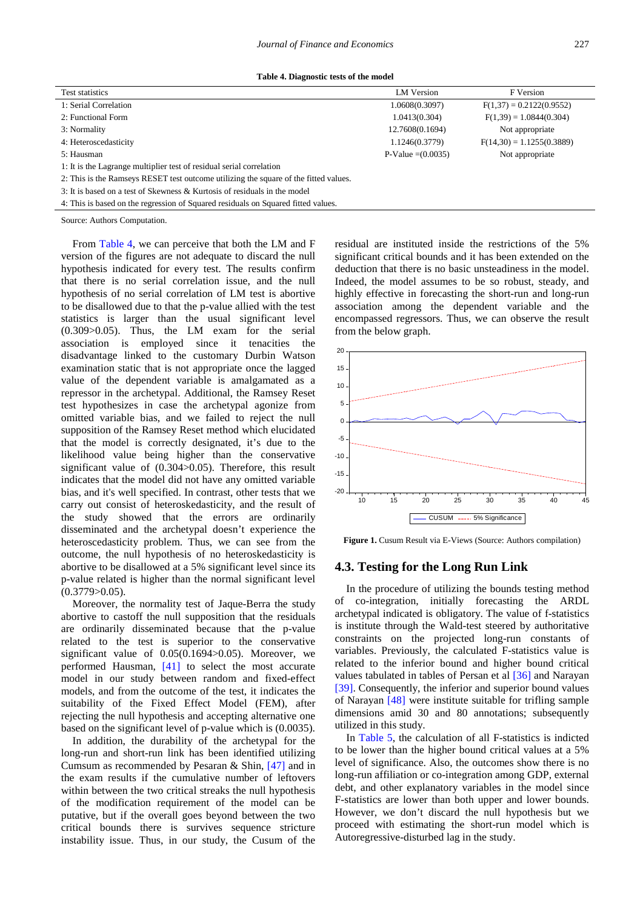**Table 4. Diagnostic tests of the model**

| Test statistics | LM Version | F Version |
|---|---|---|
| 1: Serial Correlation | 1.0608(0.3097) | F(1,37) = 0.2122(0.9552) |
| 2: Functional Form | 1.0413(0.304) | F(1,39) = 1.0844(0.304) |
| 3: Normality | 12.7608(0.1694) | Not appropriate |
| 4: Heteroscedasticity | 1.1246(0.3779) | F(14,30) = 1.1255(0.3889) |
| 5: Hausman | P-Value =(0.0035) | Not appropriate |

1: It is the Lagrange multiplier test of residual serial correlation

2: This is the Ramseys RESET test outcome utilizing the square of the fitted values.

3: It is based on a test of Skewness & Kurtosis of residuals in the model

4: This is based on the regression of Squared residuals on Squared fitted values.

Source: Authors Computation.

From Table 4, we can perceive that both the LM and F version of the figures are not adequate to discard the null hypothesis indicated for every test. The results confirm that there is no serial correlation issue, and the null hypothesis of no serial correlation of LM test is abortive to be disallowed due to that the p-value allied with the test statistics is larger than the usual significant level (0.309>0.05). Thus, the LM exam for the serial association is employed since it tenacities the disadvantage linked to the customary Durbin Watson examination static that is not appropriate once the lagged value of the dependent variable is amalgamated as a repressor in the archetypal. Additional, the Ramsey Reset test hypothesizes in case the archetypal agonize from omitted variable bias, and we failed to reject the null supposition of the Ramsey Reset method which elucidated that the model is correctly designated, it's due to the likelihood value being higher than the conservative significant value of (0.304>0.05). Therefore, this result indicates that the model did not have any omitted variable bias, and it's well specified. In contrast, other tests that we carry out consist of heteroskedasticity, and the result of the study showed that the errors are ordinarily disseminated and the archetypal doesn't experience the heteroscedasticity problem. Thus, we can see from the outcome, the null hypothesis of no heteroskedasticity is abortive to be disallowed at a 5% significant level since its p-value related is higher than the normal significant level (0.3779>0.05).

Moreover, the normality test of Jaque-Berra the study abortive to castoff the null supposition that the residuals are ordinarily disseminated because that the p-value related to the test is superior to the conservative significant value of 0.05(0.1694>0.05). Moreover, we performed Hausman, [41] to select the most accurate model in our study between random and fixed-effect models, and from the outcome of the test, it indicates the suitability of the Fixed Effect Model (FEM), after rejecting the null hypothesis and accepting alternative one based on the significant level of p-value which is (0.0035).

In addition, the durability of the archetypal for the long-run and short-run link has been identified utilizing Cumsum as recommended by Pesaran & Shin, [47] and in the exam results if the cumulative number of leftovers within between the two critical streaks the null hypothesis of the modification requirement of the model can be putative, but if the overall goes beyond between the two critical bounds there is survives sequence stricture instability issue. Thus, in our study, the Cusum of the residual are instituted inside the restrictions of the 5% significant critical bounds and it has been extended on the deduction that there is no basic unsteadiness in the model. Indeed, the model assumes to be so robust, steady, and highly effective in forecasting the short-run and long-run association among the dependent variable and the encompassed regressors. Thus, we can observe the result from the below graph.

**Figure 1.** Cusum Result via E-Views (Source: Authors compilation)

## 4.3. Testing for the Long Run Link

In the procedure of utilizing the bounds testing method of co-integration, initially forecasting the ARDL archetypal indicated is obligatory. The value of f-statistics is institute through the Wald-test steered by authoritative constraints on the projected long-run constants of variables. Previously, the calculated F-statistics value is related to the inferior bound and higher bound critical values tabulated in tables of Persan et al [36] and Narayan [39]. Consequently, the inferior and superior bound values of Narayan [48] were institute suitable for trifling sample dimensions amid 30 and 80 annotations; subsequently utilized in this study.

In Table 5, the calculation of all F-statistics is indicted to be lower than the higher bound critical values at a 5% level of significance. Also, the outcomes show there is no long-run affiliation or co-integration among GDP, external debt, and other explanatory variables in the model since F-statistics are lower than both upper and lower bounds. However, we don't discard the null hypothesis but we proceed with estimating the short-run model which is Autoregressive-disturbed lag in the study.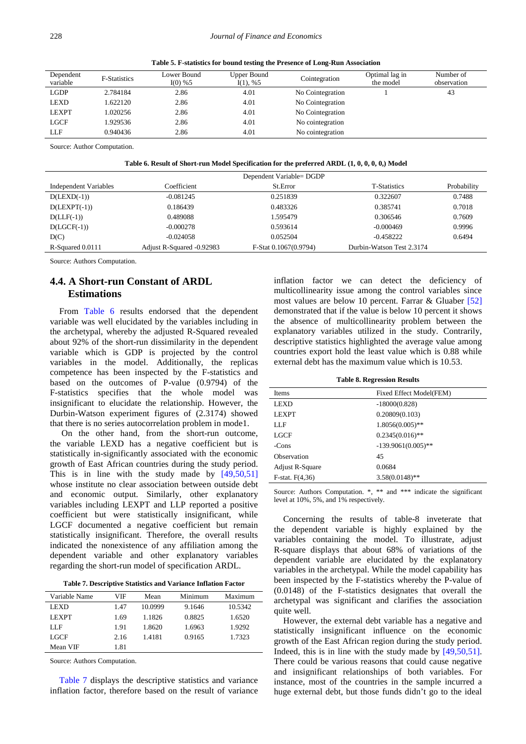**Table 5. F-statistics for bound testing the Presence of Long-Run Association**

| Dependent variable | F-Statistics | Lower Bound I(0) %5 | Upper Bound I(1), %5 | Cointegration | Optimal lag in the model | Number of observation |
|---|---|---|---|---|---|---|
| LGDP | 2.784184 | 2.86 | 4.01 | No Cointegration | 1 | 43 |
| LEXD | 1.622120 | 2.86 | 4.01 | No Cointegration | | |
| LEXPT | 1.020256 | 2.86 | 4.01 | No Cointegration | | |
| LGCF | 1.929536 | 2.86 | 4.01 | No cointegration | | |
| LLF | 0.940436 | 2.86 | 4.01 | No cointegration | | |

Source: Author Computation.

**Table 6. Result of Short-run Model Specification for the preferred ARDL (1, 0, 0, 0, 0,) Model**

| | Dependent Variable= DGDP | | | |
|---|---|---|---|---|
| Independent Variables | Coefficient | St.Error | T-Statistics | Probability |
| D(LEXD(-1)) | -0.081245 | 0.251839 | 0.322607 | 0.7488 |
| D(LEXPT(-1)) | 0.186439 | 0.483326 | 0.385741 | 0.7018 |
| D(LLF(-1)) | 0.489088 | 1.595479 | 0.306546 | 0.7609 |
| D(LGCF(-1)) | -0.000278 | 0.593614 | -0.000469 | 0.9996 |
| D(C) | -0.024058 | 0.052504 | -0.458222 | 0.6494 |
| R-Squared 0.0111 | Adjust R-Squared -0.92983 | F-Stat 0.1067(0.9794) | Durbin-Watson Test 2.3174 | |

Source: Authors Computation.

## 4.4. A Short-run Constant of ARDL Estimations

From Table 6 results endorsed that the dependent variable was well elucidated by the variables including in the archetypal, whereby the adjusted R-Squared revealed about 92% of the short-run dissimilarity in the dependent variable which is GDP is projected by the control variables in the model. Additionally, the replicas competence has been inspected by the F-statistics and based on the outcomes of P-value (0.9794) of the F-statistics specifies that the whole model was insignificant to elucidate the relationship. However, the Durbin-Watson experiment figures of (2.3174) showed that there is no series autocorrelation problem in mode1.

On the other hand, from the short-run outcome, the variable LEXD has a negative coefficient but is statistically in-significantly associated with the economic growth of East African countries during the study period. This is in line with the study made by [49,50,51] whose institute no clear association between outside debt and economic output. Similarly, other explanatory variables including LEXPT and LLP reported a positive coefficient but were statistically insignificant, while LGCF documented a negative coefficient but remain statistically insignificant. Therefore, the overall results indicated the nonexistence of any affiliation among the dependent variable and other explanatory variables regarding the short-run model of specification ARDL.

**Table 7. Descriptive Statistics and Variance Inflation Factor**

| Variable Name | VIF | Mean | Minimum | Maximum |
|---|---|---|---|---|
| LEXD | 1.47 | 10.0999 | 9.1646 | 10.5342 |
| LEXPT | 1.69 | 1.1826 | 0.8825 | 1.6520 |
| LLF | 1.91 | 1.8620 | 1.6963 | 1.9292 |
| LGCF | 2.16 | 1.4181 | 0.9165 | 1.7323 |
| Mean VIF | 1.81 | | | |

Source: Authors Computation.

Table 7 displays the descriptive statistics and variance inflation factor, therefore based on the result of variance inflation factor we can detect the deficiency of multicollinearity issue among the control variables since most values are below 10 percent. Farrar & Gluaber [52] demonstrated that if the value is below 10 percent it shows the absence of multicollinearity problem between the explanatory variables utilized in the study. Contrarily, descriptive statistics highlighted the average value among countries export hold the least value which is 0.88 while external debt has the maximum value which is 10.53.

**Table 8. Regression Results**

| Items | Fixed Effect Model(FEM) |
|---|---|
| LEXD | -18000(0.828) |
| LEXPT | 0.20809(0.103) |
| LLF | 1.8056(0.005)** |
| LGCF | 0.2345(0.016)** |
| -Cons | -139.9061(0.005)** |
| Observation | 45 |
| Adjust R-Square | 0.0684 |
| F-stat. F(4,36) | 3.58(0.0148)** |

Source: Authors Computation. *, ** and *** indicate the significant level at 10%, 5%, and 1% respectively.

Concerning the results of table-8 inveterate that the dependent variable is highly explained by the variables containing the model. To illustrate, adjust R-square displays that about 68% of variations of the dependent variable are elucidated by the explanatory variables in the archetypal. While the model capability has been inspected by the F-statistics whereby the P-value of (0.0148) of the F-statistics designates that overall the archetypal was significant and clarifies the association quite well.

However, the external debt variable has a negative and statistically insignificant influence on the economic growth of the East African region during the study period. Indeed, this is in line with the study made by [49,50,51]. There could be various reasons that could cause negative and insignificant relationships of both variables. For instance, most of the countries in the sample incurred a huge external debt, but those funds didn't go to the ideal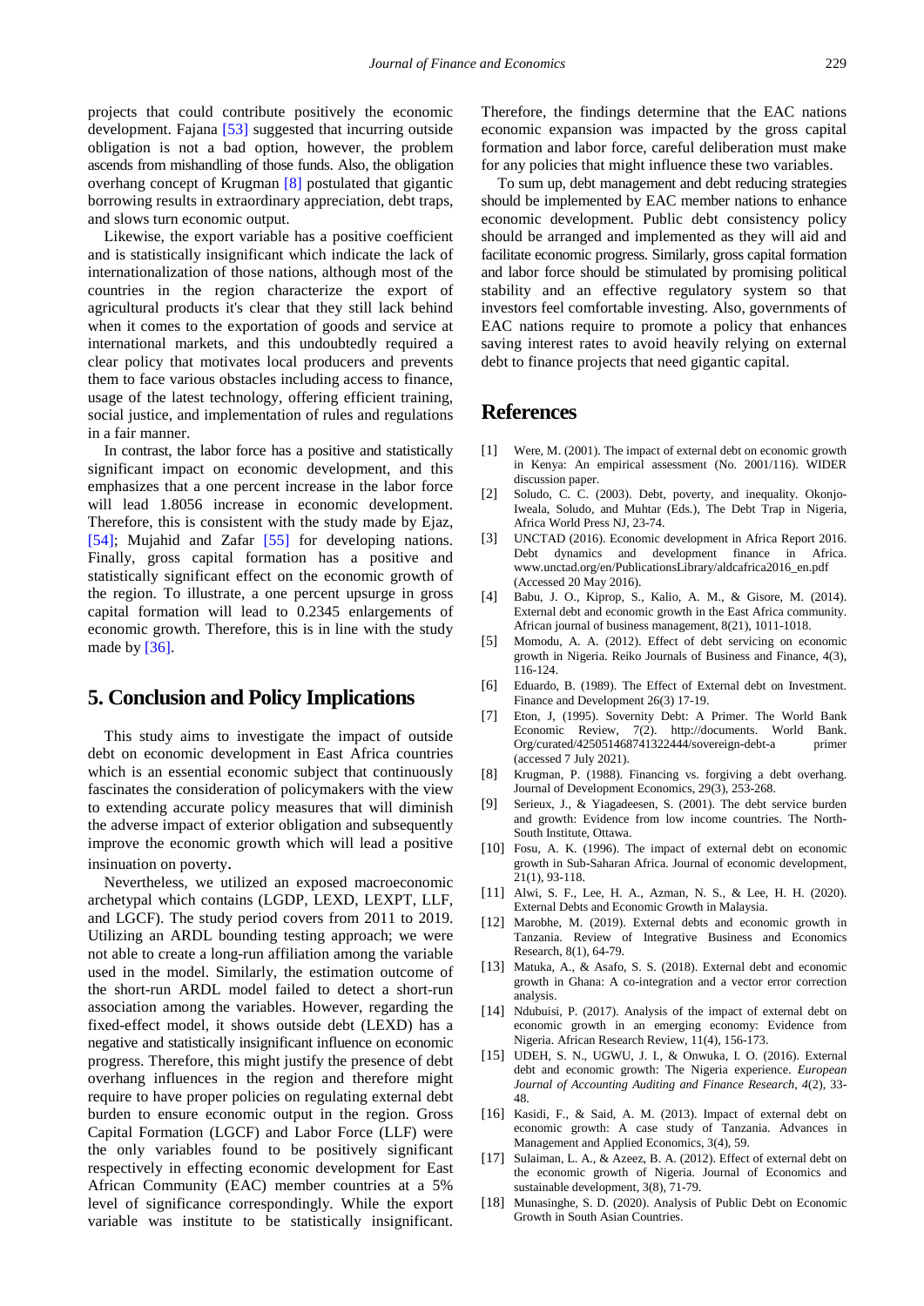projects that could contribute positively the economic development. Fajana [53] suggested that incurring outside obligation is not a bad option, however, the problem ascends from mishandling of those funds. Also, the obligation overhang concept of Krugman [8] postulated that gigantic borrowing results in extraordinary appreciation, debt traps, and slows turn economic output.

Likewise, the export variable has a positive coefficient and is statistically insignificant which indicate the lack of internationalization of those nations, although most of the countries in the region characterize the export of agricultural products it's clear that they still lack behind when it comes to the exportation of goods and service at international markets, and this undoubtedly required a clear policy that motivates local producers and prevents them to face various obstacles including access to finance, usage of the latest technology, offering efficient training, social justice, and implementation of rules and regulations in a fair manner.

In contrast, the labor force has a positive and statistically significant impact on economic development, and this emphasizes that a one percent increase in the labor force will lead 1.8056 increase in economic development. Therefore, this is consistent with the study made by Ejaz, [54]; Mujahid and Zafar [55] for developing nations. Finally, gross capital formation has a positive and statistically significant effect on the economic growth of the region. To illustrate, a one percent upsurge in gross capital formation will lead to 0.2345 enlargements of economic growth. Therefore, this is in line with the study made by [36].

## 5. Conclusion and Policy Implications

This study aims to investigate the impact of outside debt on economic development in East Africa countries which is an essential economic subject that continuously fascinates the consideration of policymakers with the view to extending accurate policy measures that will diminish the adverse impact of exterior obligation and subsequently improve the economic growth which will lead a positive insinuation on poverty.

Nevertheless, we utilized an exposed macroeconomic archetypal which contains (LGDP, LEXD, LEXPT, LLF, and LGCF). The study period covers from 2011 to 2019. Utilizing an ARDL bounding testing approach; we were not able to create a long-run affiliation among the variable used in the model. Similarly, the estimation outcome of the short-run ARDL model failed to detect a short-run association among the variables. However, regarding the fixed-effect model, it shows outside debt (LEXD) has a negative and statistically insignificant influence on economic progress. Therefore, this might justify the presence of debt overhang influences in the region and therefore might require to have proper policies on regulating external debt burden to ensure economic output in the region. Gross Capital Formation (LGCF) and Labor Force (LLF) were the only variables found to be positively significant respectively in effecting economic development for East African Community (EAC) member countries at a 5% level of significance correspondingly. While the export variable was institute to be statistically insignificant. Therefore, the findings determine that the EAC nations economic expansion was impacted by the gross capital formation and labor force, careful deliberation must make for any policies that might influence these two variables.

To sum up, debt management and debt reducing strategies should be implemented by EAC member nations to enhance economic development. Public debt consistency policy should be arranged and implemented as they will aid and facilitate economic progress. Similarly, gross capital formation and labor force should be stimulated by promising political stability and an effective regulatory system so that investors feel comfortable investing. Also, governments of EAC nations require to promote a policy that enhances saving interest rates to avoid heavily relying on external debt to finance projects that need gigantic capital.

## References

[1] Were, M. (2001). The impact of external debt on economic growth in Kenya: An empirical assessment (No. 2001/116). WIDER discussion paper.

[2] Soludo, C. C. (2003). Debt, poverty, and inequality. Okonjo-Iweala, Soludo, and Muhtar (Eds.), The Debt Trap in Nigeria, Africa World Press NJ, 23-74.

[3] UNCTAD (2016). Economic development in Africa Report 2016. Debt dynamics and development finance in Africa. www.unctad.org/en/PublicationsLibrary/aldcafrica2016_en.pdf (Accessed 20 May 2016).

[4] Babu, J. O., Kiprop, S., Kalio, A. M., & Gisore, M. (2014). External debt and economic growth in the East Africa community. African journal of business management, 8(21), 1011-1018.

[5] Momodu, A. A. (2012). Effect of debt servicing on economic growth in Nigeria. Reiko Journals of Business and Finance, 4(3), 116-124.

[6] Eduardo, B. (1989). The Effect of External debt on Investment. Finance and Development 26(3) 17-19.

[7] Eton, J, (1995). Soverity Debt: A Primer. The World Bank Economic Review, 7(2). http://documents. World Bank. Org/curated/425051468741322444/sovereign-debt-a primer (accessed 7 July 2021).

[8] Krugman, P. (1988). Financing vs. forgiving a debt overhang. Journal of Development Economics, 29(3), 253-268.

[9] Serieux, J., & Yiagadeesen, S. (2001). The debt service burden and growth: Evidence from low income countries. The North-South Institute, Ottawa.

[10] Fosu, A. K. (1996). The impact of external debt on economic growth in Sub-Saharan Africa. Journal of economic development, 21(1), 93-118.

[11] Alwi, S. F., Lee, H. A., Azman, N. S., & Lee, H. H. (2020). External Debts and Economic Growth in Malaysia.

[12] Marobhe, M. (2019). External debts and economic growth in Tanzania. Review of Integrative Business and Economics Research, 8(1), 64-79.

[13] Matuka, A., & Asafo, S. S. (2018). External debt and economic growth in Ghana: A co-integration and a vector error correction analysis.

[14] Ndubuisi, P. (2017). Analysis of the impact of external debt on economic growth in an emerging economy: Evidence from Nigeria. African Research Review, 11(4), 156-173.

[15] UDEH, S. N., UGWU, J. I., & Onwuka, I. O. (2016). External debt and economic growth: The Nigeria experience. *European Journal of Accounting Auditing and Finance Research*, *4*(2), 33-48.

[16] Kasidi, F., & Said, A. M. (2013). Impact of external debt on economic growth: A case study of Tanzania. Advances in Management and Applied Economics, 3(4), 59.

[17] Sulaiman, L. A., & Azeez, B. A. (2012). Effect of external debt on the economic growth of Nigeria. Journal of Economics and sustainable development, 3(8), 71-79.

[18] Munasinghe, S. D. (2020). Analysis of Public Debt on Economic Growth in South Asian Countries.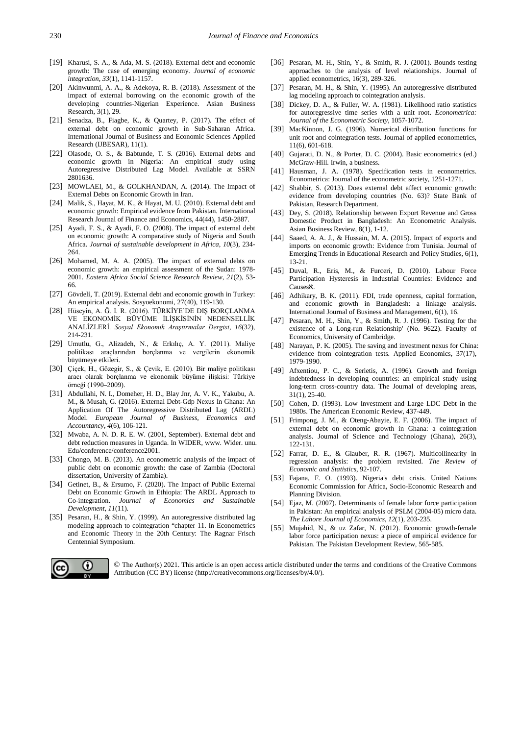[19] Kharusi, S. A., & Ada, M. S. (2018). External debt and economic growth: The case of emerging economy. *Journal of economic integration*, *33*(1), 1141-1157.

[20] Akinwunmi, A. A., & Adekoya, R. B. (2018). Assessment of the impact of external borrowing on the economic growth of the developing countries-Nigerian Experience. Asian Business Research, 3(1), 29.

[21] Senadza, B., Fiagbe, K., & Quartey, P. (2017). The effect of external debt on economic growth in Sub-Saharan Africa. International Journal of Business and Economic Sciences Applied Research (IJBESAR), 11(1).

[22] Olasode, O. S., & Babtunde, T. S. (2016). External debts and economic growth in Nigeria: An empirical study using Autoregressive Distributed Lag Model. Available at SSRN 2801636.

[23] MOWLAEI, M., & GOLKHANDAN, A. (2014). The Impact of External Debts on Economic Growth in Iran.

[24] Malik, S., Hayat, M. K., & Hayat, M. U. (2010). External debt and economic growth: Empirical evidence from Pakistan. International Research Journal of Finance and Economics, 44(44), 1450-2887.

[25] Ayadi, F. S., & Ayadi, F. O. (2008). The impact of external debt on economic growth: A comparative study of Nigeria and South Africa. *Journal of sustainable development in Africa*, *10*(3), 234-264.

[26] Mohamed, M. A. A. (2005). The impact of external debts on economic growth: an empirical assessment of the Sudan: 1978-2001. *Eastern Africa Social Science Research Review*, *21*(2), 53-66.

[27] Gövdeli, T. (2019). External debt and economic growth in Turkey: An empirical analysis. Sosyoekonomi, 27(40), 119-130.

[28] Hüseyin, A. Ğ. I. R. (2016). TÜRKİYE'DE DIŞ BORÇLANMA VE EKONOMİK BÜYÜME İLİŞKİSİNİN NEDENSELLİK ANALİZLERİ. *Sosyal Ekonomik Araştırmalar Dergisi*, *16*(32), 214-231.

[29] Umutlu, G., Alizadeh, N., & Erkılıç, A. Y. (2011). Maliye politikası araçlarından borçlanma ve vergilerin ekonomik büyümeye etkileri.

[30] Çiçek, H., Gözegir, S., & Çevik, E. (2010). Bir maliye politikası aracı olarak borçlanma ve ekonomik büyüme ilişkisi: Türkiye örneği (1990–2009).

[31] Abdullahi, N. I., Domeher, H. D., Blay Jnr, A. V. K., Yakubu, A. M., & Musah, G. (2016). External Debt-Gdp Nexus In Ghana: An Application Of The Autoregressive Distributed Lag (ARDL) Model. *European Journal of Business, Economics and Accountancy*, *4*(6), 106-121.

[32] Mwaba, A. N. D. R. E. W. (2001, September). External debt and debt reduction measures in Uganda. In WIDER, www. Wider. unu. Edu/conference/conference2001.

[33] Chongo, M. B. (2013). An econometric analysis of the impact of public debt on economic growth: the case of Zambia (Doctoral dissertation, University of Zambia).

[34] Getinet, B., & Ersumo, F. (2020). The Impact of Public External Debt on Economic Growth in Ethiopia: The ARDL Approach to Co-integration. *Journal of Economics and Sustainable Development*, *11*(11).

[35] Pesaran, H., & Shin, Y. (1999). An autoregressive distributed lag modeling approach to cointegration "chapter 11. In Econometrics and Economic Theory in the 20th Century: The Ragnar Frisch Centennial Symposium.

[36] Pesaran, M. H., Shin, Y., & Smith, R. J. (2001). Bounds testing approaches to the analysis of level relationships. Journal of applied econometrics, 16(3), 289-326.

[37] Pesaran, M. H., & Shin, Y. (1995). An autoregressive distributed lag modeling approach to cointegration analysis.

[38] Dickey, D. A., & Fuller, W. A. (1981). Likelihood ratio statistics for autoregressive time series with a unit root. *Econometrica: Journal of the Econometric Society*, 1057-1072.

[39] MacKinnon, J. G. (1996). Numerical distribution functions for unit root and cointegration tests. Journal of applied econometrics, 11(6), 601-618.

[40] Gujarati, D. N., & Porter, D. C. (2004). Basic econometrics (ed.) McGraw-Hill. Irwin, a business.

[41] Hausman, J. A. (1978). Specification tests in econometrics. Econometrica: Journal of the econometric society, 1251-1271.

[42] Shabbir, S. (2013). Does external debt affect economic growth: evidence from developing countries (No. 63)? State Bank of Pakistan, Research Department.

[43] Dey, S. (2018). Relationship between Export Revenue and Gross Domestic Product in Bangladesh: An Econometric Analysis. Asian Business Review, 8(1), 1-12.

[44] Saaed, A. A. J., & Hussain, M. A. (2015). Impact of exports and imports on economic growth: Evidence from Tunisia. Journal of Emerging Trends in Educational Research and Policy Studies, 6(1), 13-21.

[45] Duval, R., Eris, M., & Furceri, D. (2010). Labour Force Participation Hysteresis in Industrial Countries: Evidence and Causesℵ.

[46] Adhikary, B. K. (2011). FDI, trade openness, capital formation, and economic growth in Bangladesh: a linkage analysis. International Journal of Business and Management, 6(1), 16.

[47] Pesaran, M. H., Shin, Y., & Smith, R. J. (1996). Testing for the existence of a Long-run Relationship' (No. 9622). Faculty of Economics, University of Cambridge.

[48] Narayan, P. K. (2005). The saving and investment nexus for China: evidence from cointegration tests. Applied Economics, 37(17), 1979-1990.

[49] Afxentiou, P. C., & Serletis, A. (1996). Growth and foreign indebtedness in developing countries: an empirical study using long-term cross-country data. The Journal of developing areas, 31(1), 25-40.

[50] Cohen, D. (1993). Low Investment and Large LDC Debt in the 1980s. The American Economic Review, 437-449.

[51] Frimpong, J. M., & Oteng-Abayie, E. F. (2006). The impact of external debt on economic growth in Ghana: a cointegration analysis. Journal of Science and Technology (Ghana), 26(3), 122-131.

[52] Farrar, D. E., & Glauber, R. R. (1967). Multicollinearity in regression analysis: the problem revisited. *The Review of Economic and Statistics*, 92-107.

[53] Fajana, F. O. (1993). Nigeria's debt crisis. United Nations Economic Commission for Africa, Socio-Economic Research and Planning Division.

[54] Ejaz, M. (2007). Determinants of female labor force participation in Pakistan: An empirical analysis of PSLM (2004-05) micro data. *The Lahore Journal of Economics*, *12*(1), 203-235.

[55] Mujahid, N., & uz Zafar, N. (2012). Economic growth-female labor force participation nexus: a piece of empirical evidence for Pakistan. The Pakistan Development Review, 565-585.

© The Author(s) 2021. This article is an open access article distributed under the terms and conditions of the Creative Commons Attribution (CC BY) license (http://creativecommons.org/licenses/by/4.0/).